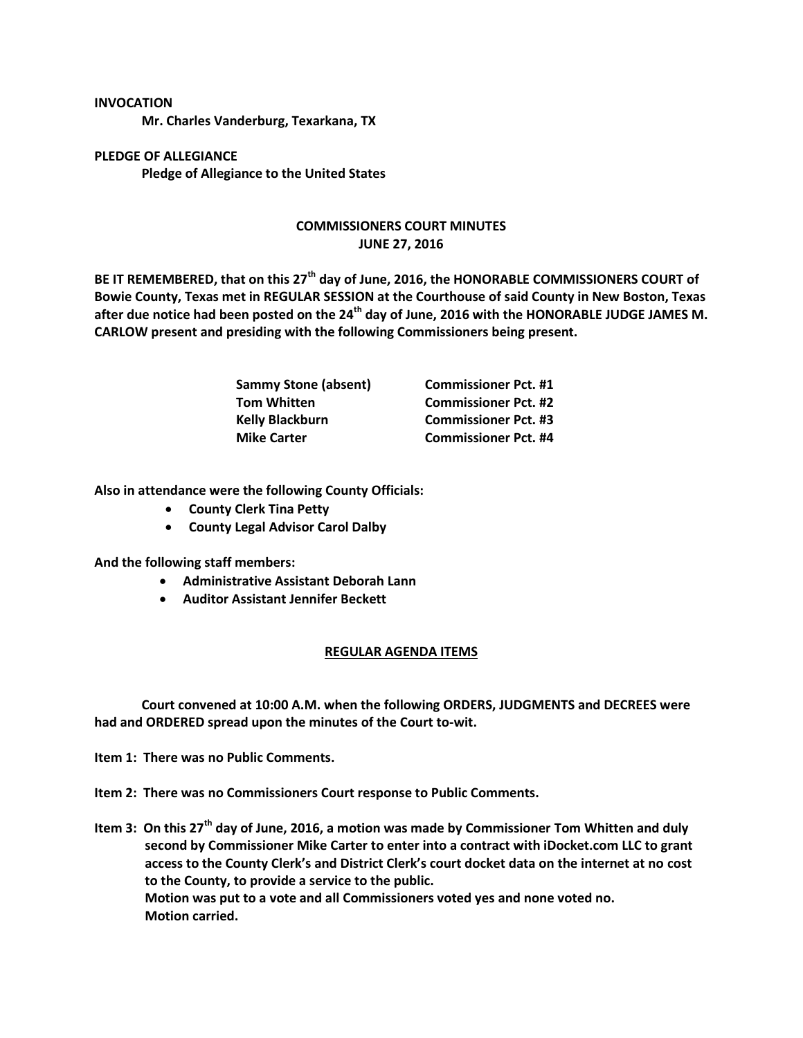**INVOCATION**

**Mr. Charles Vanderburg, Texarkana, TX**

**PLEDGE OF ALLEGIANCE**

**Pledge of Allegiance to the United States**

## COMMISSIONERS COURT MINUTES
## JUNE 27, 2016

**BE IT REMEMBERED, that on this 27th day of June, 2016, the HONORABLE COMMISSIONERS COURT of Bowie County, Texas met in REGULAR SESSION at the Courthouse of said County in New Boston, Texas after due notice had been posted on the 24th day of June, 2016 with the HONORABLE JUDGE JAMES M. CARLOW present and presiding with the following Commissioners being present.**

| | |
|---|---|
| **Sammy Stone (absent)** | **Commissioner Pct. #1** |
| **Tom Whitten** | **Commissioner Pct. #2** |
| **Kelly Blackburn** | **Commissioner Pct. #3** |
| **Mike Carter** | **Commissioner Pct. #4** |

**Also in attendance were the following County Officials:**

- **County Clerk Tina Petty**
- **County Legal Advisor Carol Dalby**

**And the following staff members:**

- **Administrative Assistant Deborah Lann**
- **Auditor Assistant Jennifer Beckett**

## REGULAR AGENDA ITEMS

**Court convened at 10:00 A.M. when the following ORDERS, JUDGMENTS and DECREES were had and ORDERED spread upon the minutes of the Court to-wit.**

**Item 1: There was no Public Comments.**

**Item 2: There was no Commissioners Court response to Public Comments.**

**Item 3: On this 27th day of June, 2016, a motion was made by Commissioner Tom Whitten and duly second by Commissioner Mike Carter to enter into a contract with iDocket.com LLC to grant access to the County Clerk's and District Clerk's court docket data on the internet at no cost to the County, to provide a service to the public.**
**Motion was put to a vote and all Commissioners voted yes and none voted no.**
**Motion carried.**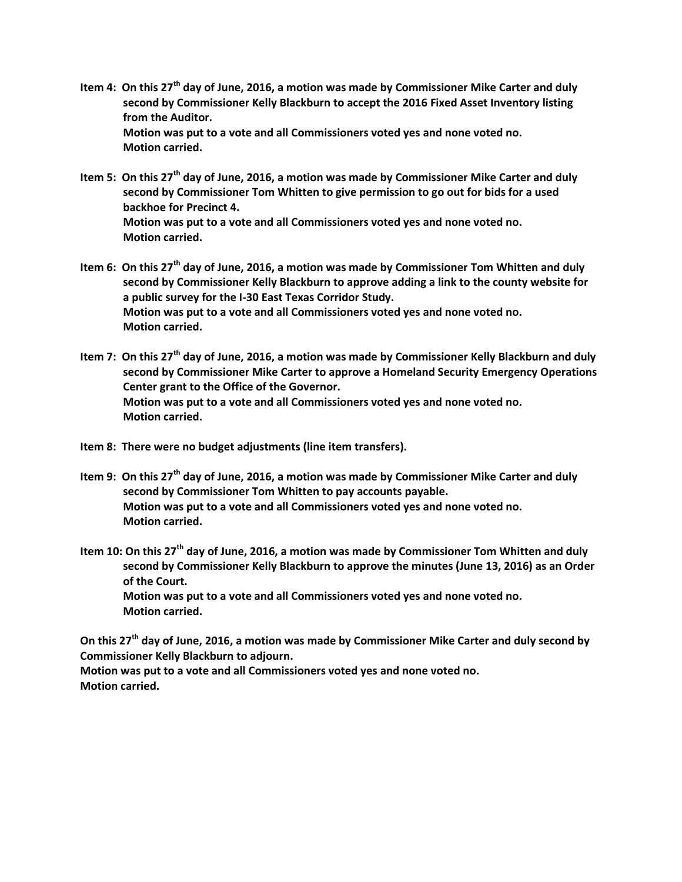**Item 4: On this 27th day of June, 2016, a motion was made by Commissioner Mike Carter and duly second by Commissioner Kelly Blackburn to accept the 2016 Fixed Asset Inventory listing from the Auditor.**
**Motion was put to a vote and all Commissioners voted yes and none voted no.**
**Motion carried.**

**Item 5: On this 27th day of June, 2016, a motion was made by Commissioner Mike Carter and duly second by Commissioner Tom Whitten to give permission to go out for bids for a used backhoe for Precinct 4.**
**Motion was put to a vote and all Commissioners voted yes and none voted no.**
**Motion carried.**

**Item 6: On this 27th day of June, 2016, a motion was made by Commissioner Tom Whitten and duly second by Commissioner Kelly Blackburn to approve adding a link to the county website for a public survey for the I-30 East Texas Corridor Study.**
**Motion was put to a vote and all Commissioners voted yes and none voted no.**
**Motion carried.**

**Item 7: On this 27th day of June, 2016, a motion was made by Commissioner Kelly Blackburn and duly second by Commissioner Mike Carter to approve a Homeland Security Emergency Operations Center grant to the Office of the Governor.**
**Motion was put to a vote and all Commissioners voted yes and none voted no.**
**Motion carried.**

**Item 8: There were no budget adjustments (line item transfers).**

**Item 9: On this 27th day of June, 2016, a motion was made by Commissioner Mike Carter and duly second by Commissioner Tom Whitten to pay accounts payable.**
**Motion was put to a vote and all Commissioners voted yes and none voted no.**
**Motion carried.**

**Item 10: On this 27th day of June, 2016, a motion was made by Commissioner Tom Whitten and duly second by Commissioner Kelly Blackburn to approve the minutes (June 13, 2016) as an Order of the Court.**
**Motion was put to a vote and all Commissioners voted yes and none voted no.**
**Motion carried.**

**On this 27th day of June, 2016, a motion was made by Commissioner Mike Carter and duly second by Commissioner Kelly Blackburn to adjourn.**
**Motion was put to a vote and all Commissioners voted yes and none voted no.**
**Motion carried.**